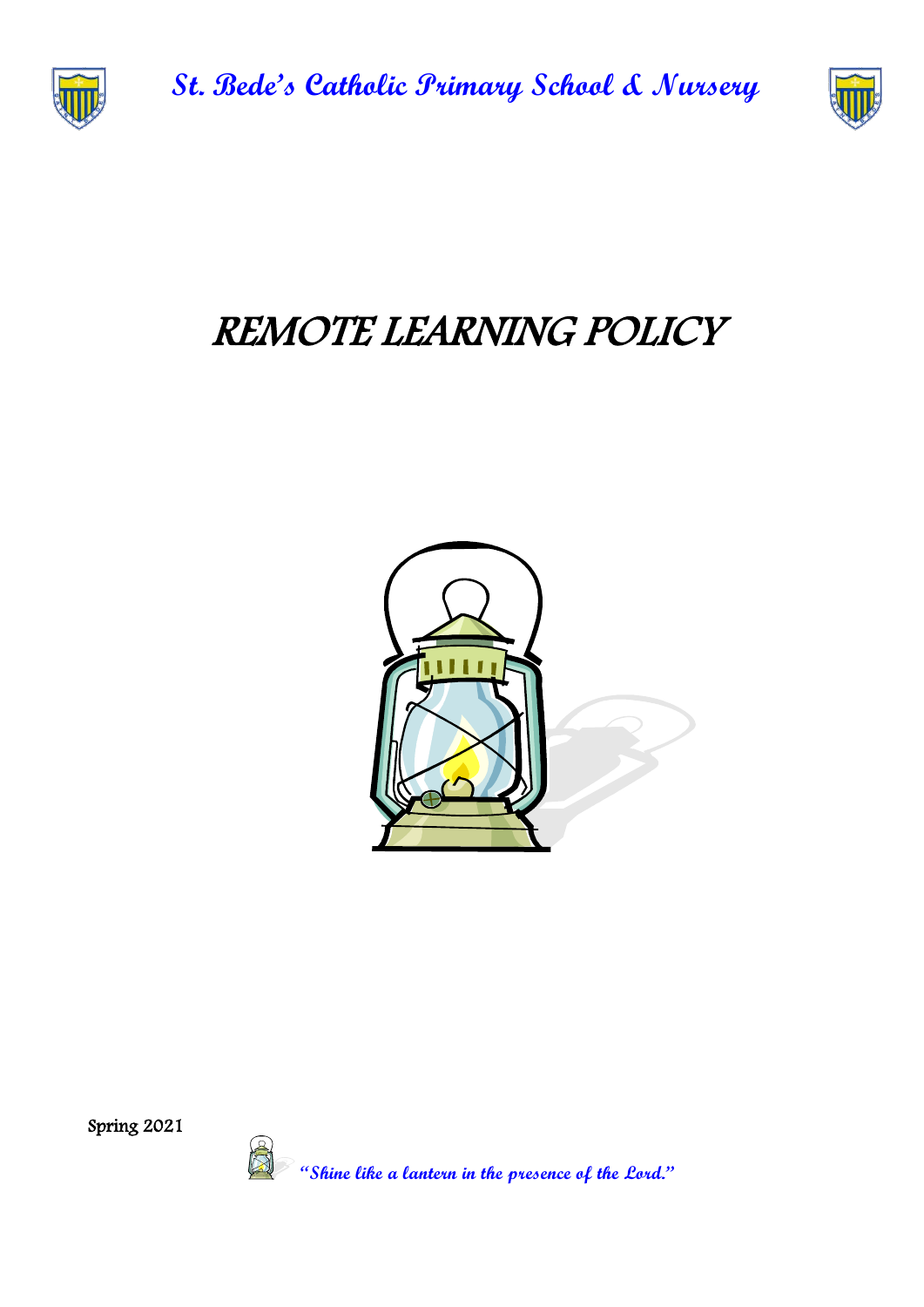St. Bede's Catholic Primary School & Nursery

# REMOTE LEARNING POLICY

Spring 2021

*"Shine like a lantern in the presence of the Lord."*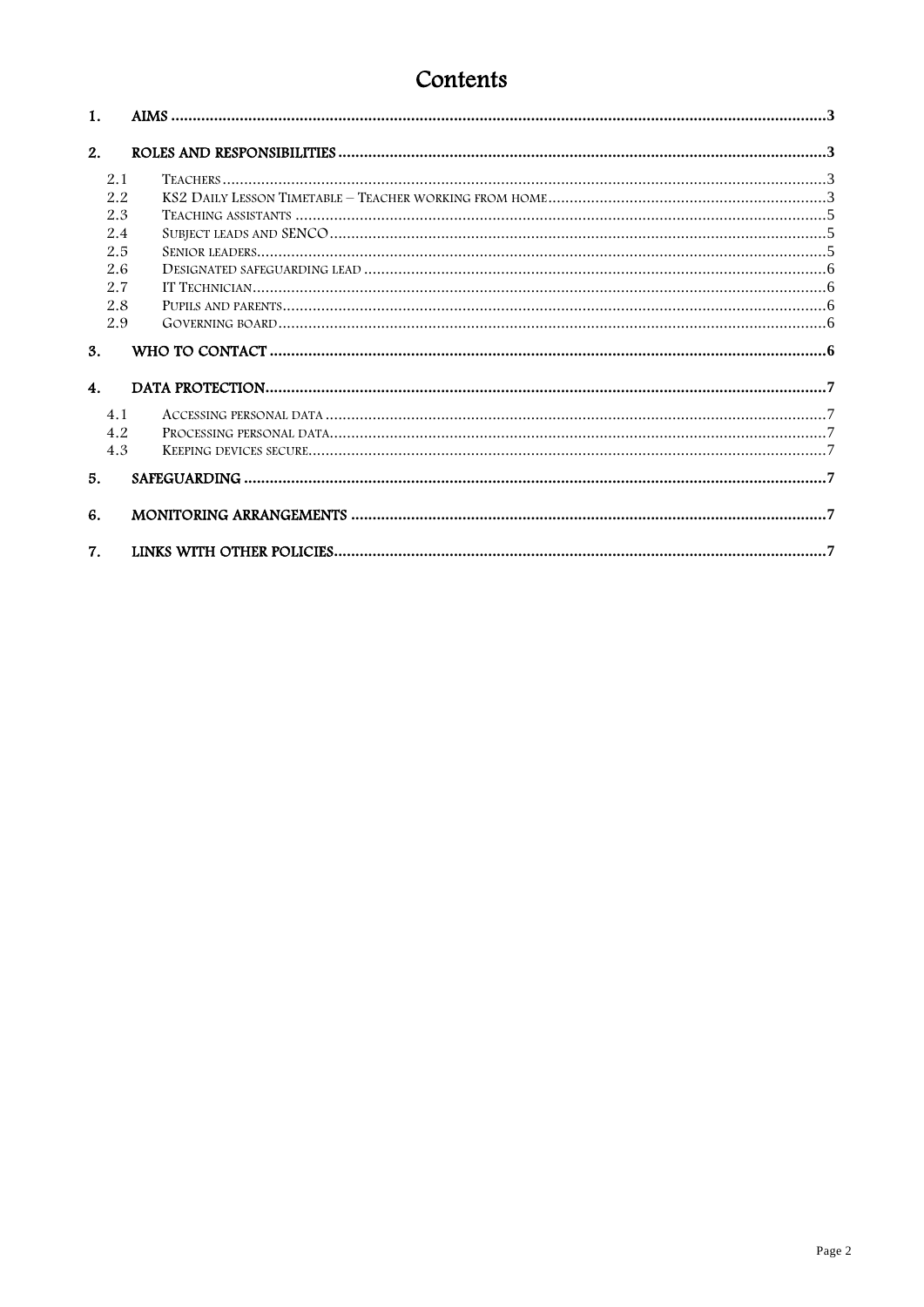# Contents

1. AIMS ... 3
2. ROLES AND RESPONSIBILITIES ... 3
   - 2.1 Teachers ... 3
   - 2.2 KS2 Daily Lesson Timetable – Teacher working from home ... 3
   - 2.3 Teaching assistants ... 5
   - 2.4 Subject leads and SENCO ... 5
   - 2.5 Senior leaders ... 5
   - 2.6 Designated safeguarding lead ... 6
   - 2.7 IT Technician ... 6
   - 2.8 Pupils and parents ... 6
   - 2.9 Governing board ... 6
3. WHO TO CONTACT ... 6
4. DATA PROTECTION ... 7
   - 4.1 Accessing personal data ... 7
   - 4.2 Processing personal data ... 7
   - 4.3 Keeping devices secure ... 7
5. SAFEGUARDING ... 7
6. MONITORING ARRANGEMENTS ... 7
7. LINKS WITH OTHER POLICIES ... 7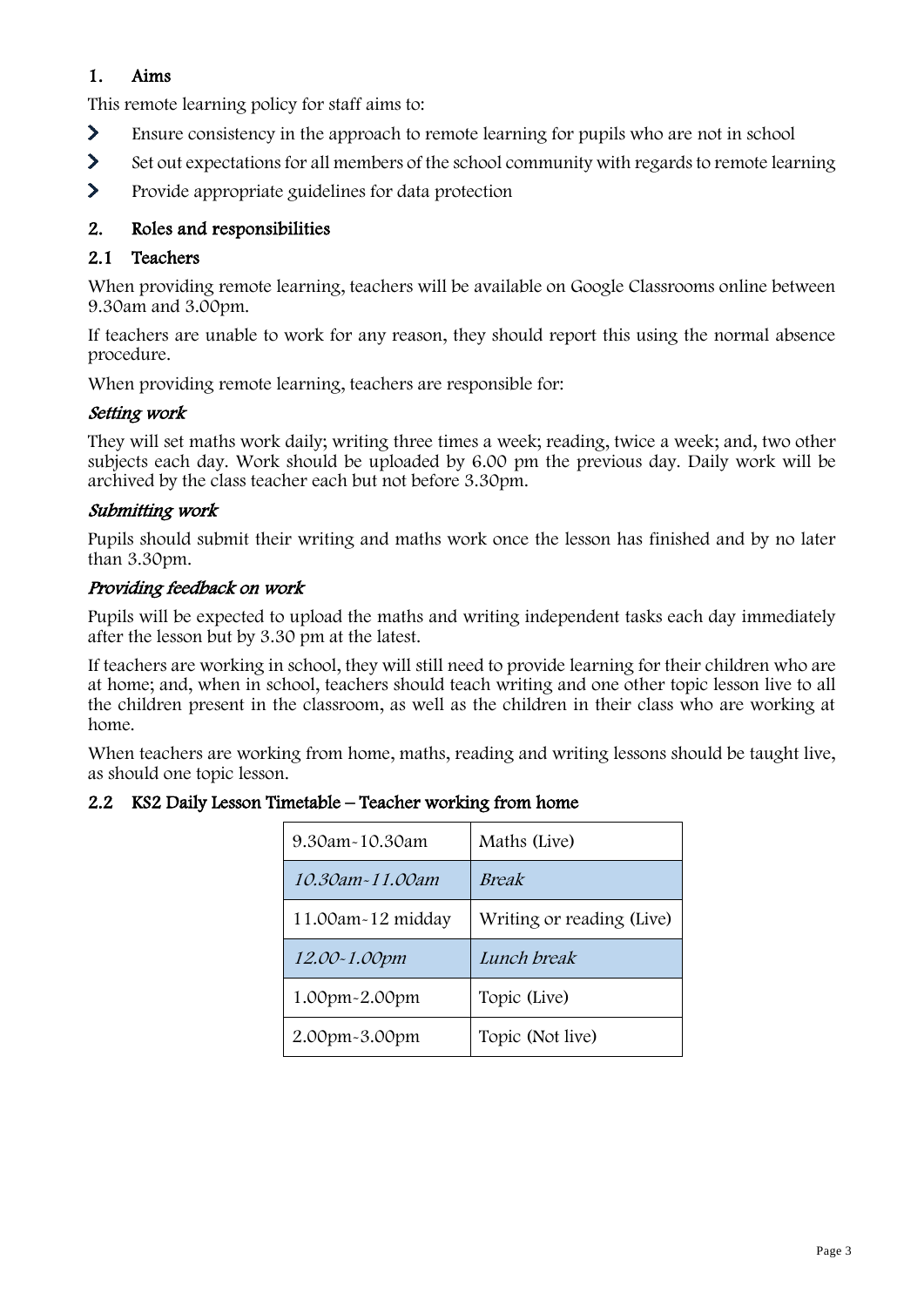## 1. Aims

This remote learning policy for staff aims to:

- Ensure consistency in the approach to remote learning for pupils who are not in school
- Set out expectations for all members of the school community with regards to remote learning
- Provide appropriate guidelines for data protection

## 2. Roles and responsibilities

### 2.1 Teachers

When providing remote learning, teachers will be available on Google Classrooms online between 9.30am and 3.00pm.

If teachers are unable to work for any reason, they should report this using the normal absence procedure.

When providing remote learning, teachers are responsible for:

#### *Setting work*

They will set maths work daily; writing three times a week; reading, twice a week; and, two other subjects each day. Work should be uploaded by 6.00 pm the previous day. Daily work will be archived by the class teacher each but not before 3.30pm.

#### *Submitting work*

Pupils should submit their writing and maths work once the lesson has finished and by no later than 3.30pm.

#### *Providing feedback on work*

Pupils will be expected to upload the maths and writing independent tasks each day immediately after the lesson but by 3.30 pm at the latest.

If teachers are working in school, they will still need to provide learning for their children who are at home; and, when in school, teachers should teach writing and one other topic lesson live to all the children present in the classroom, as well as the children in their class who are working at home.

When teachers are working from home, maths, reading and writing lessons should be taught live, as should one topic lesson.

### 2.2 KS2 Daily Lesson Timetable – Teacher working from home

| | |
|---|---|
| 9.30am-10.30am | Maths (Live) |
| *10.30am-11.00am* | *Break* |
| 11.00am-12 midday | Writing or reading (Live) |
| *12.00-1.00pm* | *Lunch break* |
| 1.00pm-2.00pm | Topic (Live) |
| 2.00pm-3.00pm | Topic (Not live) |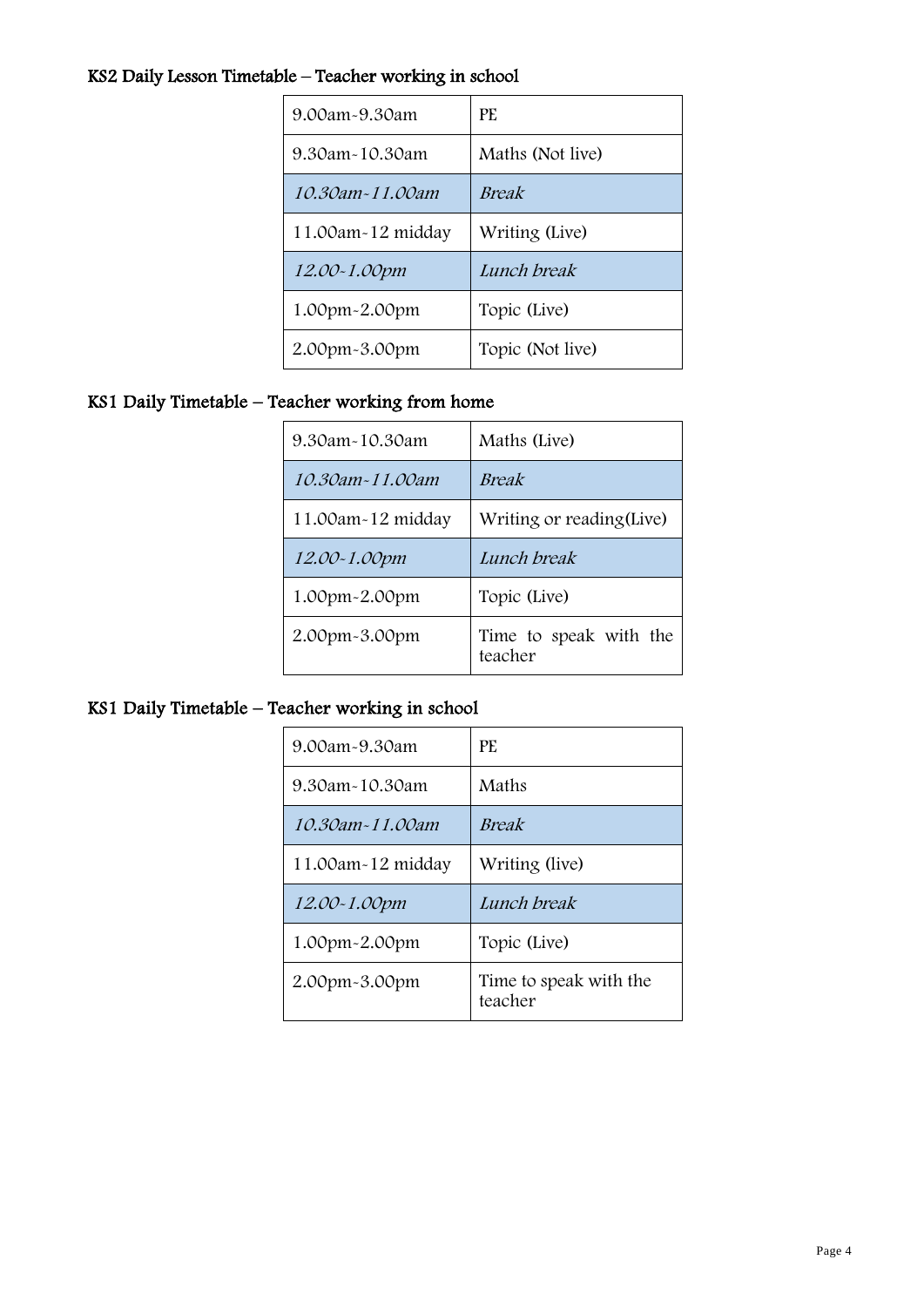### KS2 Daily Lesson Timetable – Teacher working in school

| | |
|---|---|
| 9.00am-9.30am | PE |
| 9.30am-10.30am | Maths (Not live) |
| *10.30am-11.00am* | *Break* |
| 11.00am-12 midday | Writing (Live) |
| *12.00-1.00pm* | *Lunch break* |
| 1.00pm-2.00pm | Topic (Live) |
| 2.00pm-3.00pm | Topic (Not live) |

### KS1 Daily Timetable – Teacher working from home

| | |
|---|---|
| 9.30am-10.30am | Maths (Live) |
| *10.30am-11.00am* | *Break* |
| 11.00am-12 midday | Writing or reading(Live) |
| *12.00-1.00pm* | *Lunch break* |
| 1.00pm-2.00pm | Topic (Live) |
| 2.00pm-3.00pm | Time to speak with the teacher |

### KS1 Daily Timetable – Teacher working in school

| | |
|---|---|
| 9.00am-9.30am | PE |
| 9.30am-10.30am | Maths |
| *10.30am-11.00am* | *Break* |
| 11.00am-12 midday | Writing (live) |
| *12.00-1.00pm* | *Lunch break* |
| 1.00pm-2.00pm | Topic (Live) |
| 2.00pm-3.00pm | Time to speak with the teacher |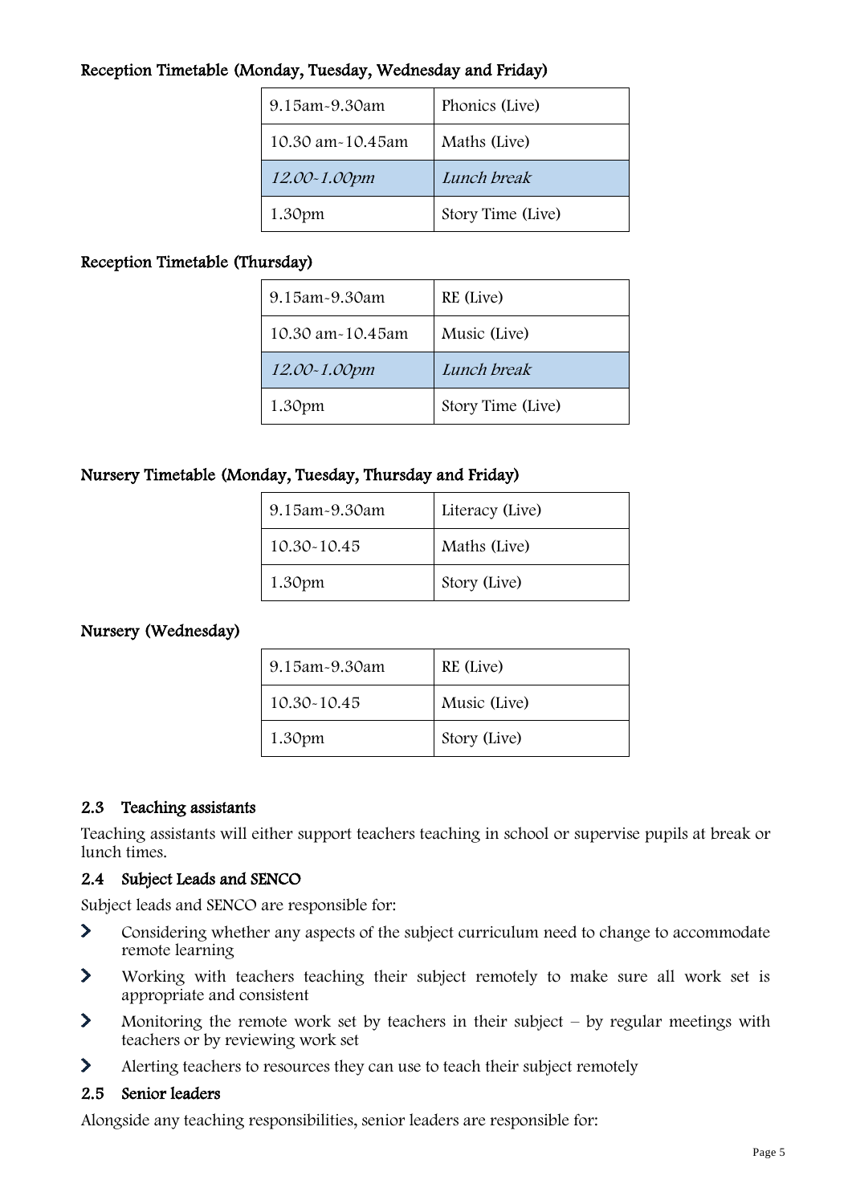**Reception Timetable (Monday, Tuesday, Wednesday and Friday)**

| | |
|---|---|
| 9.15am-9.30am | Phonics (Live) |
| 10.30 am-10.45am | Maths (Live) |
| *12.00-1.00pm* | *Lunch break* |
| 1.30pm | Story Time (Live) |

**Reception Timetable (Thursday)**

| | |
|---|---|
| 9.15am-9.30am | RE (Live) |
| 10.30 am-10.45am | Music (Live) |
| *12.00-1.00pm* | *Lunch break* |
| 1.30pm | Story Time (Live) |

**Nursery Timetable (Monday, Tuesday, Thursday and Friday)**

| | |
|---|---|
| 9.15am-9.30am | Literacy (Live) |
| 10.30-10.45 | Maths (Live) |
| 1.30pm | Story (Live) |

**Nursery (Wednesday)**

| | |
|---|---|
| 9.15am-9.30am | RE (Live) |
| 10.30-10.45 | Music (Live) |
| 1.30pm | Story (Live) |

### 2.3 Teaching assistants

Teaching assistants will either support teachers teaching in school or supervise pupils at break or lunch times.

### 2.4 Subject Leads and SENCO

Subject leads and SENCO are responsible for:

- Considering whether any aspects of the subject curriculum need to change to accommodate remote learning
- Working with teachers teaching their subject remotely to make sure all work set is appropriate and consistent
- Monitoring the remote work set by teachers in their subject – by regular meetings with teachers or by reviewing work set
- Alerting teachers to resources they can use to teach their subject remotely

### 2.5 Senior leaders

Alongside any teaching responsibilities, senior leaders are responsible for: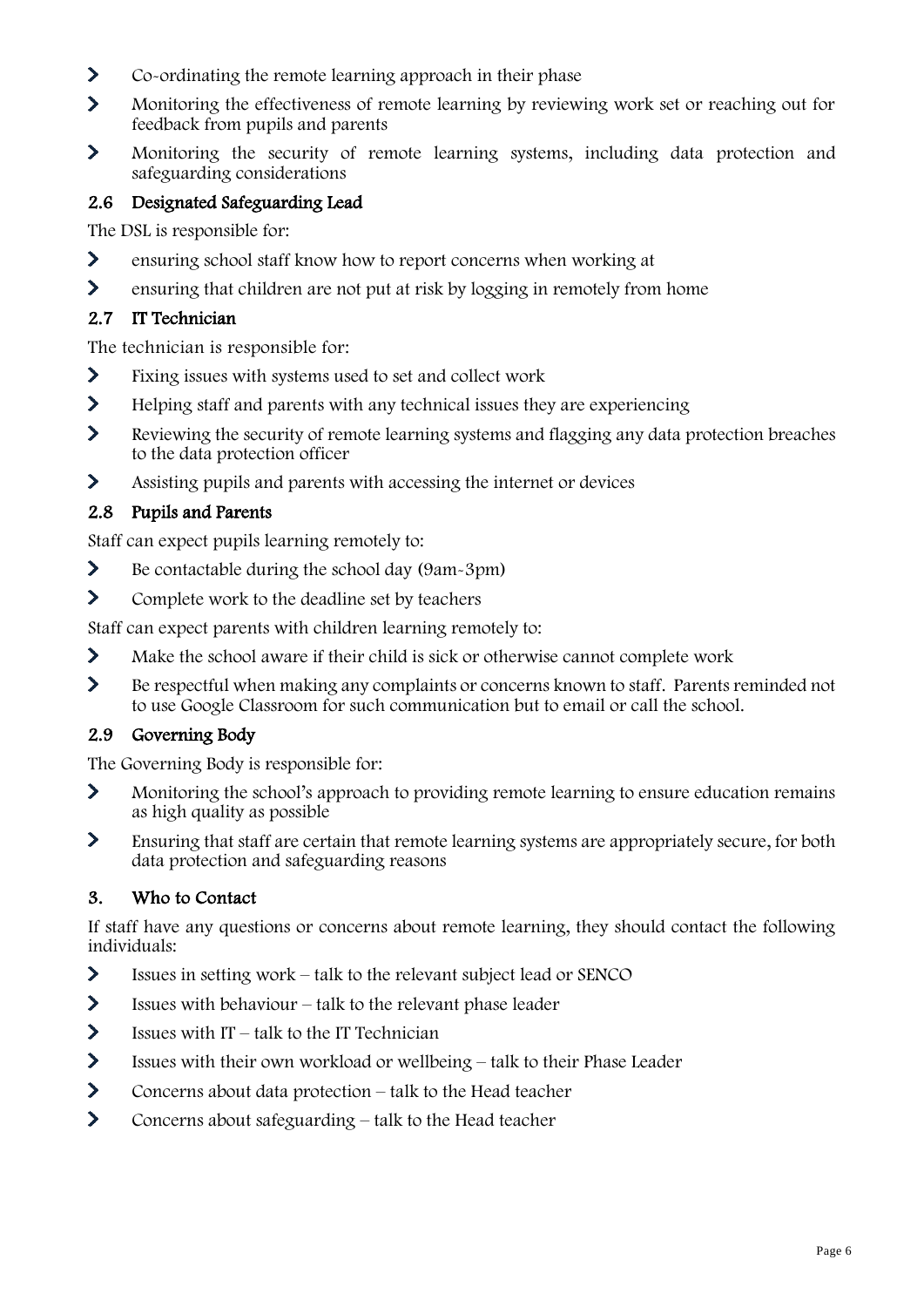- Co-ordinating the remote learning approach in their phase
- Monitoring the effectiveness of remote learning by reviewing work set or reaching out for feedback from pupils and parents
- Monitoring the security of remote learning systems, including data protection and safeguarding considerations

### 2.6 Designated Safeguarding Lead

The DSL is responsible for:

- ensuring school staff know how to report concerns when working at
- ensuring that children are not put at risk by logging in remotely from home

### 2.7 IT Technician

The technician is responsible for:

- Fixing issues with systems used to set and collect work
- Helping staff and parents with any technical issues they are experiencing
- Reviewing the security of remote learning systems and flagging any data protection breaches to the data protection officer
- Assisting pupils and parents with accessing the internet or devices

### 2.8 Pupils and Parents

Staff can expect pupils learning remotely to:

- Be contactable during the school day (9am-3pm)
- Complete work to the deadline set by teachers

Staff can expect parents with children learning remotely to:

- Make the school aware if their child is sick or otherwise cannot complete work
- Be respectful when making any complaints or concerns known to staff. Parents reminded not to use Google Classroom for such communication but to email or call the school.

### 2.9 Governing Body

The Governing Body is responsible for:

- Monitoring the school's approach to providing remote learning to ensure education remains as high quality as possible
- Ensuring that staff are certain that remote learning systems are appropriately secure, for both data protection and safeguarding reasons

## 3. Who to Contact

If staff have any questions or concerns about remote learning, they should contact the following individuals:

- Issues in setting work – talk to the relevant subject lead or SENCO
- Issues with behaviour – talk to the relevant phase leader
- Issues with IT – talk to the IT Technician
- Issues with their own workload or wellbeing – talk to their Phase Leader
- Concerns about data protection – talk to the Head teacher
- Concerns about safeguarding – talk to the Head teacher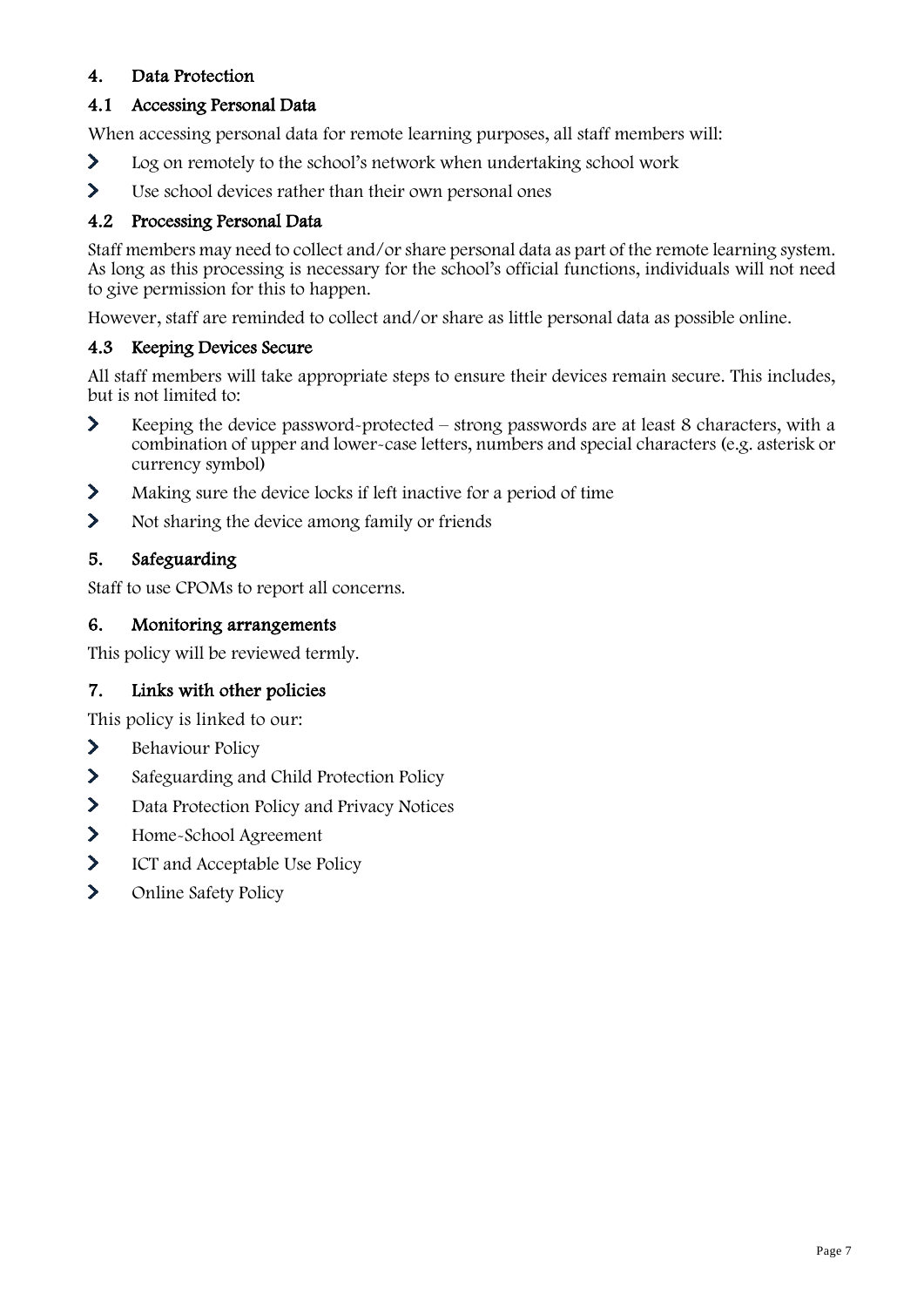## 4. Data Protection

### 4.1 Accessing Personal Data

When accessing personal data for remote learning purposes, all staff members will:

- Log on remotely to the school's network when undertaking school work
- Use school devices rather than their own personal ones

### 4.2 Processing Personal Data

Staff members may need to collect and/or share personal data as part of the remote learning system. As long as this processing is necessary for the school's official functions, individuals will not need to give permission for this to happen.

However, staff are reminded to collect and/or share as little personal data as possible online.

### 4.3 Keeping Devices Secure

All staff members will take appropriate steps to ensure their devices remain secure. This includes, but is not limited to:

- Keeping the device password-protected – strong passwords are at least 8 characters, with a combination of upper and lower-case letters, numbers and special characters (e.g. asterisk or currency symbol)
- Making sure the device locks if left inactive for a period of time
- Not sharing the device among family or friends

## 5. Safeguarding

Staff to use CPOMs to report all concerns.

## 6. Monitoring arrangements

This policy will be reviewed termly.

## 7. Links with other policies

This policy is linked to our:

- Behaviour Policy
- Safeguarding and Child Protection Policy
- Data Protection Policy and Privacy Notices
- Home-School Agreement
- ICT and Acceptable Use Policy
- Online Safety Policy